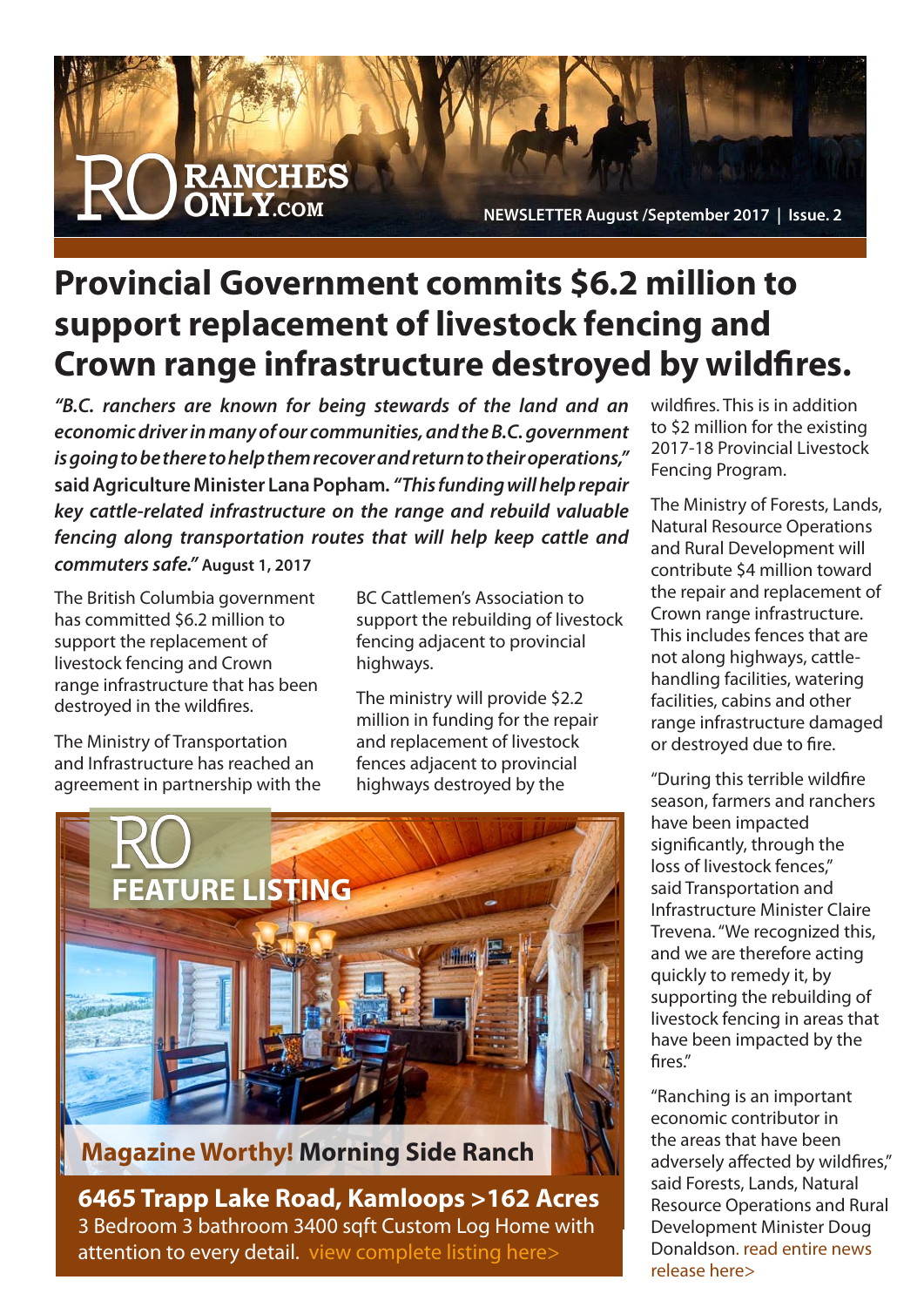RANCHES ONLY.COM

NEWSLETTER August /September 2017 | Issue. 2

# Provincial Government commits $6.2 million to support replacement of livestock fencing and Crown range infrastructure destroyed by wildfires.

***"B.C. ranchers are known for being stewards of the land and an economic driver in many of our communities, and the B.C. government is going to be there to help them recover and return to their operations,"* said Agriculture Minister Lana Popham. *"This funding will help repair key cattle-related infrastructure on the range and rebuild valuable fencing along transportation routes that will help keep cattle and commuters safe."* August 1, 2017**

The British Columbia government has committed $6.2 million to support the replacement of livestock fencing and Crown range infrastructure that has been destroyed in the wildfires.

The Ministry of Transportation and Infrastructure has reached an agreement in partnership with the BC Cattlemen's Association to support the rebuilding of livestock fencing adjacent to provincial highways.

The ministry will provide $2.2 million in funding for the repair and replacement of livestock fences adjacent to provincial highways destroyed by the wildfires. This is in addition to $2 million for the existing 2017-18 Provincial Livestock Fencing Program.

The Ministry of Forests, Lands, Natural Resource Operations and Rural Development will contribute $4 million toward the repair and replacement of Crown range infrastructure. This includes fences that are not along highways, cattle-handling facilities, watering facilities, cabins and other range infrastructure damaged or destroyed due to fire.

"During this terrible wildfire season, farmers and ranchers have been impacted significantly, through the loss of livestock fences," said Transportation and Infrastructure Minister Claire Trevena. "We recognized this, and we are therefore acting quickly to remedy it, by supporting the rebuilding of livestock fencing in areas that have been impacted by the fires."

"Ranching is an important economic contributor in the areas that have been adversely affected by wildfires," said Forests, Lands, Natural Resource Operations and Rural Development Minister Doug Donaldson. read entire news release here>

RO FEATURE LISTING

**Magazine Worthy! Morning Side Ranch**

**6465 Trapp Lake Road, Kamloops >162 Acres**

3 Bedroom 3 bathroom 3400 sqft Custom Log Home with attention to every detail. view complete listing here>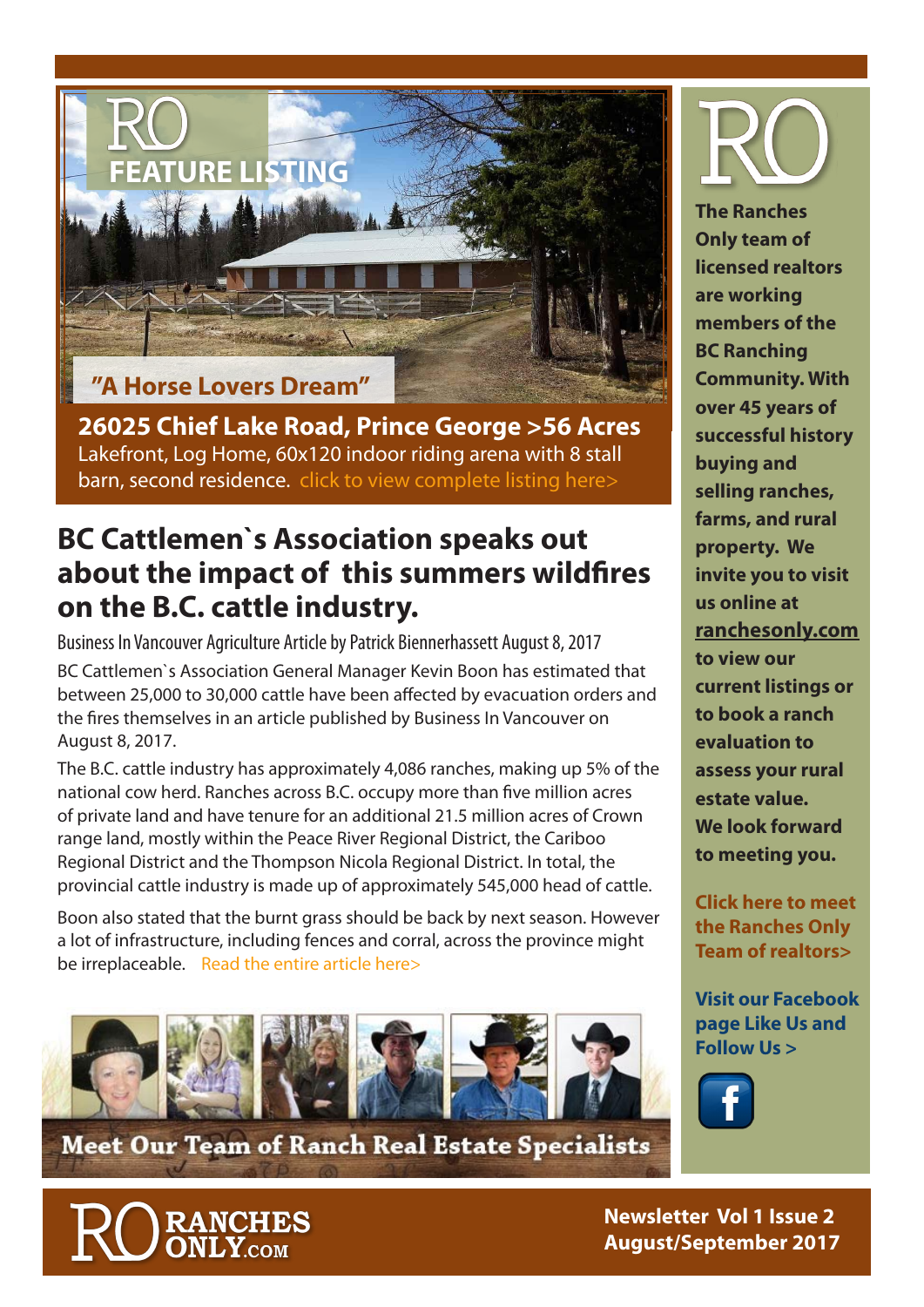RO FEATURE LISTING

"A Horse Lovers Dream"

**26025 Chief Lake Road, Prince George >56 Acres**

Lakefront, Log Home, 60x120 indoor riding arena with 8 stall barn, second residence. click to view complete listing here>

## BC Cattlemen`s Association speaks out about the impact of this summers wildfires on the B.C. cattle industry.

Business In Vancouver Agriculture Article by Patrick Biennerhassett August 8, 2017

BC Cattlemen`s Association General Manager Kevin Boon has estimated that between 25,000 to 30,000 cattle have been affected by evacuation orders and the fires themselves in an article published by Business In Vancouver on August 8, 2017.

The B.C. cattle industry has approximately 4,086 ranches, making up 5% of the national cow herd. Ranches across B.C. occupy more than five million acres of private land and have tenure for an additional 21.5 million acres of Crown range land, mostly within the Peace River Regional District, the Cariboo Regional District and the Thompson Nicola Regional District. In total, the provincial cattle industry is made up of approximately 545,000 head of cattle.

Boon also stated that the burnt grass should be back by next season. However a lot of infrastructure, including fences and corral, across the province might be irreplaceable. Read the entire article here>

Meet Our Team of Ranch Real Estate Specialists

RO

**The Ranches Only team of licensed realtors are working members of the BC Ranching Community. With over 45 years of successful history buying and selling ranches, farms, and rural property. We invite you to visit us online at ranchesonly.com to view our current listings or to book a ranch evaluation to assess your rural estate value. We look forward to meeting you.**

**Click here to meet the Ranches Only Team of realtors>**

**Visit our Facebook page Like Us and Follow Us >**

RO RANCHES ONLY.COM

**Newsletter Vol 1 Issue 2**
**August/September 2017**